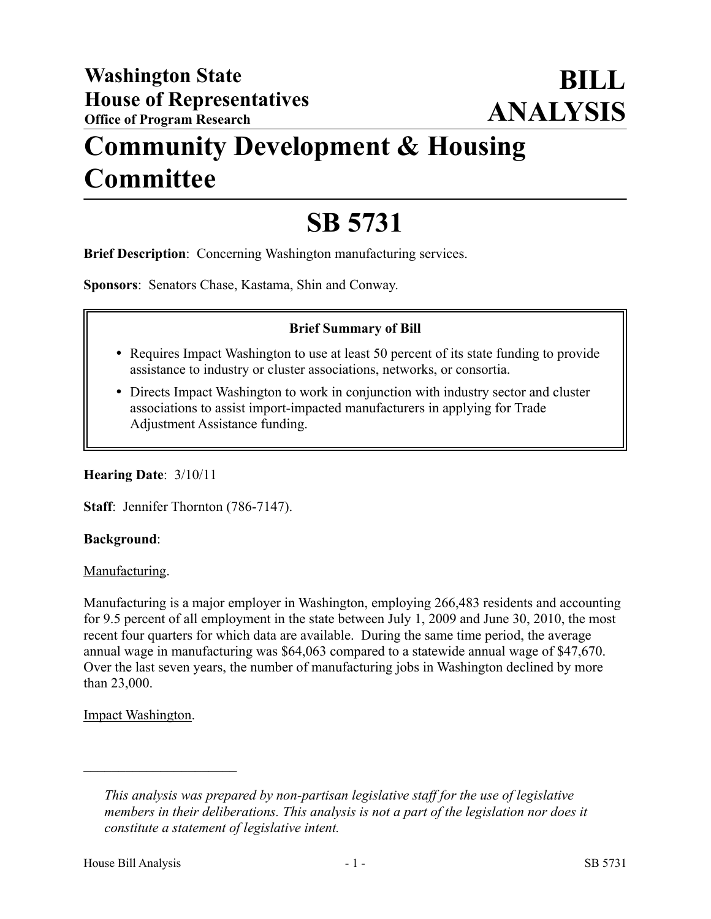# Washington State House of Representatives

**Office of Program Research**

# BILL ANALYSIS

# Community Development & Housing Committee

# SB 5731

**Brief Description**: Concerning Washington manufacturing services.

**Sponsors**: Senators Chase, Kastama, Shin and Conway.

> **Brief Summary of Bill**
>
> - Requires Impact Washington to use at least 50 percent of its state funding to provide assistance to industry or cluster associations, networks, or consortia.
> - Directs Impact Washington to work in conjunction with industry sector and cluster associations to assist import-impacted manufacturers in applying for Trade Adjustment Assistance funding.

**Hearing Date**: 3/10/11

**Staff**: Jennifer Thornton (786-7147).

**Background**:

Manufacturing.

Manufacturing is a major employer in Washington, employing 266,483 residents and accounting for 9.5 percent of all employment in the state between July 1, 2009 and June 30, 2010, the most recent four quarters for which data are available. During the same time period, the average annual wage in manufacturing was $64,063 compared to a statewide annual wage of $47,670. Over the last seven years, the number of manufacturing jobs in Washington declined by more than 23,000.

Impact Washington.

---

*This analysis was prepared by non-partisan legislative staff for the use of legislative members in their deliberations. This analysis is not a part of the legislation nor does it constitute a statement of legislative intent.*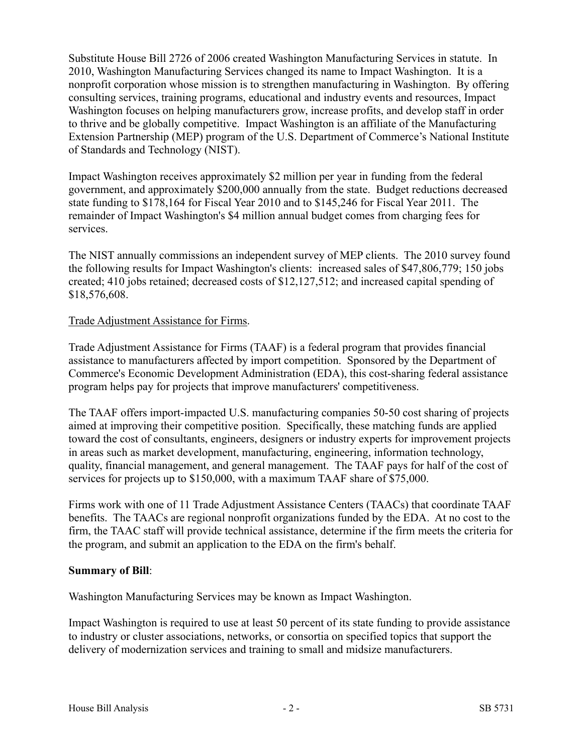Substitute House Bill 2726 of 2006 created Washington Manufacturing Services in statute. In 2010, Washington Manufacturing Services changed its name to Impact Washington. It is a nonprofit corporation whose mission is to strengthen manufacturing in Washington. By offering consulting services, training programs, educational and industry events and resources, Impact Washington focuses on helping manufacturers grow, increase profits, and develop staff in order to thrive and be globally competitive. Impact Washington is an affiliate of the Manufacturing Extension Partnership (MEP) program of the U.S. Department of Commerce's National Institute of Standards and Technology (NIST).

Impact Washington receives approximately $2 million per year in funding from the federal government, and approximately $200,000 annually from the state. Budget reductions decreased state funding to $178,164 for Fiscal Year 2010 and to $145,246 for Fiscal Year 2011. The remainder of Impact Washington's $4 million annual budget comes from charging fees for services.

The NIST annually commissions an independent survey of MEP clients. The 2010 survey found the following results for Impact Washington's clients: increased sales of $47,806,779; 150 jobs created; 410 jobs retained; decreased costs of $12,127,512; and increased capital spending of $18,576,608.

Trade Adjustment Assistance for Firms.

Trade Adjustment Assistance for Firms (TAAF) is a federal program that provides financial assistance to manufacturers affected by import competition. Sponsored by the Department of Commerce's Economic Development Administration (EDA), this cost-sharing federal assistance program helps pay for projects that improve manufacturers' competitiveness.

The TAAF offers import-impacted U.S. manufacturing companies 50-50 cost sharing of projects aimed at improving their competitive position. Specifically, these matching funds are applied toward the cost of consultants, engineers, designers or industry experts for improvement projects in areas such as market development, manufacturing, engineering, information technology, quality, financial management, and general management. The TAAF pays for half of the cost of services for projects up to $150,000, with a maximum TAAF share of $75,000.

Firms work with one of 11 Trade Adjustment Assistance Centers (TAACs) that coordinate TAAF benefits. The TAACs are regional nonprofit organizations funded by the EDA. At no cost to the firm, the TAAC staff will provide technical assistance, determine if the firm meets the criteria for the program, and submit an application to the EDA on the firm's behalf.

**Summary of Bill**:

Washington Manufacturing Services may be known as Impact Washington.

Impact Washington is required to use at least 50 percent of its state funding to provide assistance to industry or cluster associations, networks, or consortia on specified topics that support the delivery of modernization services and training to small and midsize manufacturers.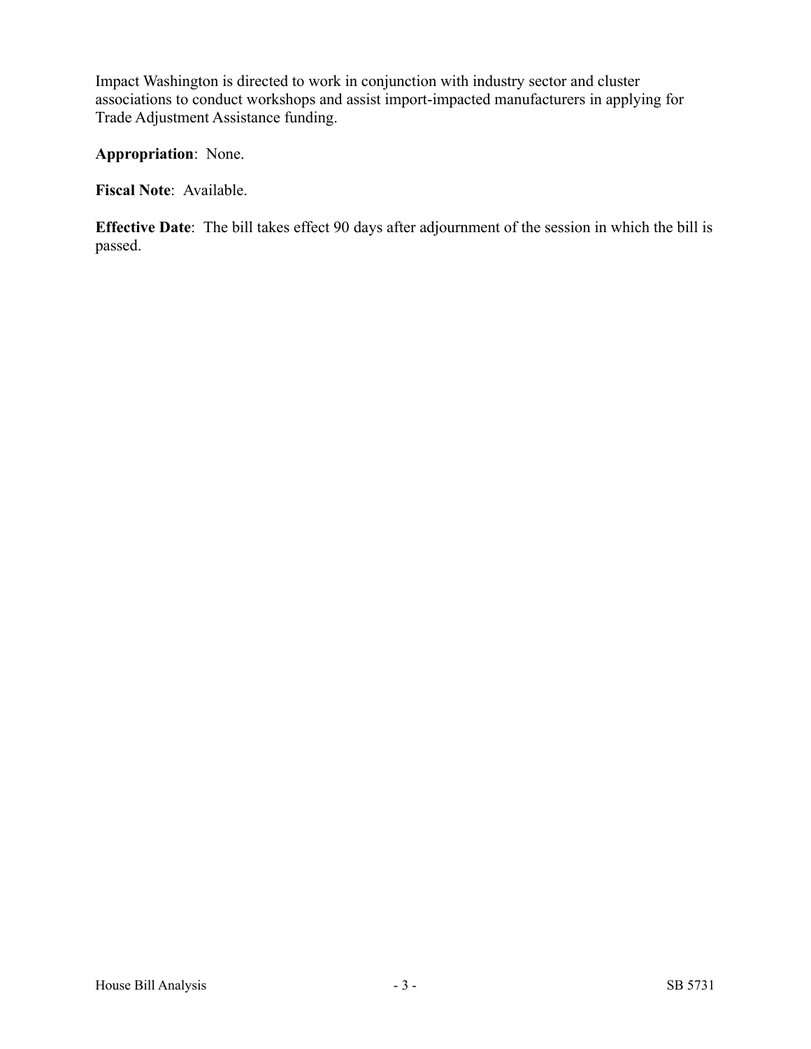Impact Washington is directed to work in conjunction with industry sector and cluster associations to conduct workshops and assist import-impacted manufacturers in applying for Trade Adjustment Assistance funding.

**Appropriation**: None.

**Fiscal Note**: Available.

**Effective Date**: The bill takes effect 90 days after adjournment of the session in which the bill is passed.